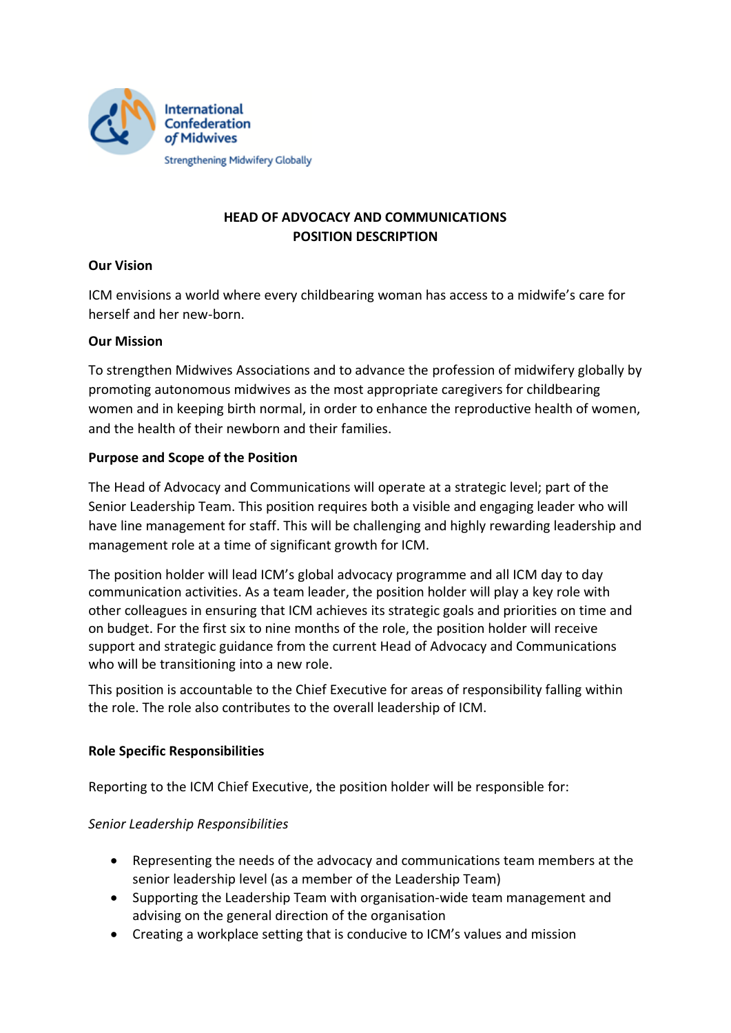International Confederation of Midwives

Strengthening Midwifery Globally

# HEAD OF ADVOCACY AND COMMUNICATIONS
# POSITION DESCRIPTION

**Our Vision**

ICM envisions a world where every childbearing woman has access to a midwife's care for herself and her new-born.

**Our Mission**

To strengthen Midwives Associations and to advance the profession of midwifery globally by promoting autonomous midwives as the most appropriate caregivers for childbearing women and in keeping birth normal, in order to enhance the reproductive health of women, and the health of their newborn and their families.

**Purpose and Scope of the Position**

The Head of Advocacy and Communications will operate at a strategic level; part of the Senior Leadership Team. This position requires both a visible and engaging leader who will have line management for staff. This will be challenging and highly rewarding leadership and management role at a time of significant growth for ICM.

The position holder will lead ICM's global advocacy programme and all ICM day to day communication activities. As a team leader, the position holder will play a key role with other colleagues in ensuring that ICM achieves its strategic goals and priorities on time and on budget. For the first six to nine months of the role, the position holder will receive support and strategic guidance from the current Head of Advocacy and Communications who will be transitioning into a new role.

This position is accountable to the Chief Executive for areas of responsibility falling within the role. The role also contributes to the overall leadership of ICM.

**Role Specific Responsibilities**

Reporting to the ICM Chief Executive, the position holder will be responsible for:

*Senior Leadership Responsibilities*

- Representing the needs of the advocacy and communications team members at the senior leadership level (as a member of the Leadership Team)
- Supporting the Leadership Team with organisation-wide team management and advising on the general direction of the organisation
- Creating a workplace setting that is conducive to ICM's values and mission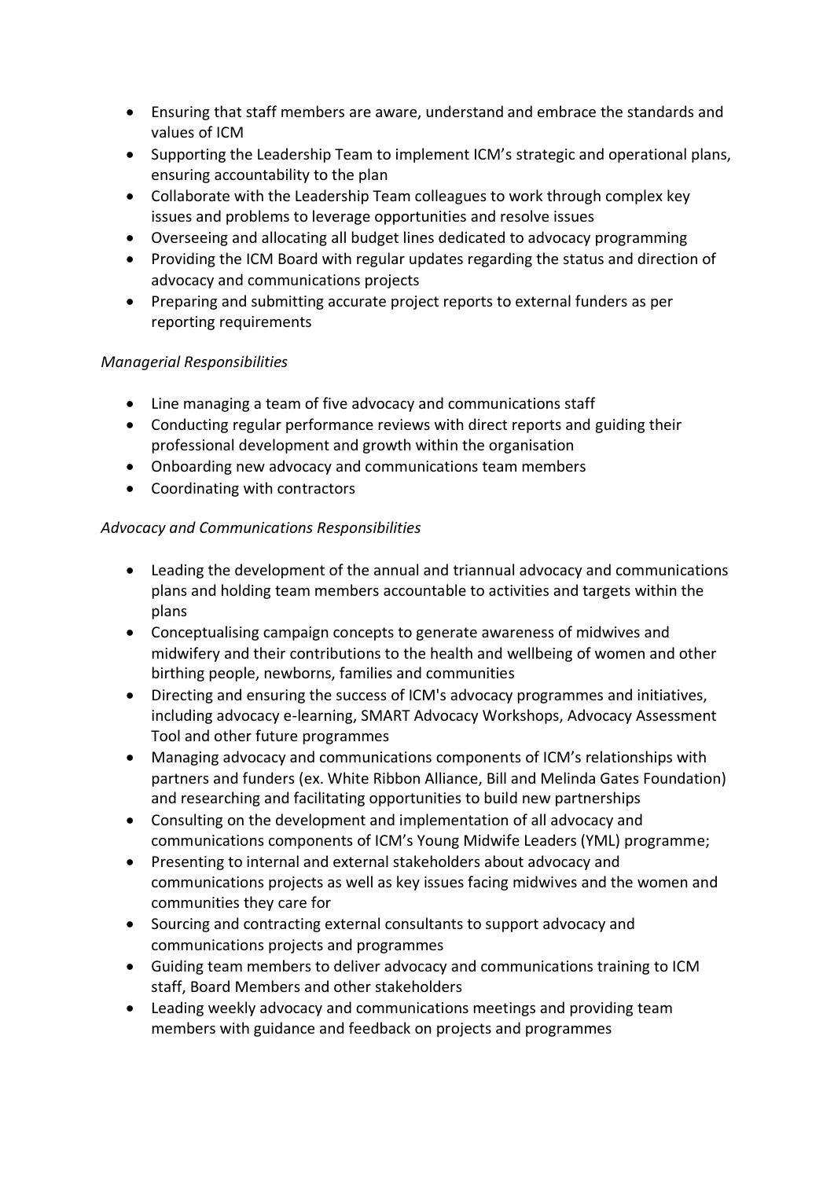- Ensuring that staff members are aware, understand and embrace the standards and values of ICM
- Supporting the Leadership Team to implement ICM's strategic and operational plans, ensuring accountability to the plan
- Collaborate with the Leadership Team colleagues to work through complex key issues and problems to leverage opportunities and resolve issues
- Overseeing and allocating all budget lines dedicated to advocacy programming
- Providing the ICM Board with regular updates regarding the status and direction of advocacy and communications projects
- Preparing and submitting accurate project reports to external funders as per reporting requirements

*Managerial Responsibilities*

- Line managing a team of five advocacy and communications staff
- Conducting regular performance reviews with direct reports and guiding their professional development and growth within the organisation
- Onboarding new advocacy and communications team members
- Coordinating with contractors

*Advocacy and Communications Responsibilities*

- Leading the development of the annual and triannual advocacy and communications plans and holding team members accountable to activities and targets within the plans
- Conceptualising campaign concepts to generate awareness of midwives and midwifery and their contributions to the health and wellbeing of women and other birthing people, newborns, families and communities
- Directing and ensuring the success of ICM's advocacy programmes and initiatives, including advocacy e-learning, SMART Advocacy Workshops, Advocacy Assessment Tool and other future programmes
- Managing advocacy and communications components of ICM's relationships with partners and funders (ex. White Ribbon Alliance, Bill and Melinda Gates Foundation) and researching and facilitating opportunities to build new partnerships
- Consulting on the development and implementation of all advocacy and communications components of ICM's Young Midwife Leaders (YML) programme;
- Presenting to internal and external stakeholders about advocacy and communications projects as well as key issues facing midwives and the women and communities they care for
- Sourcing and contracting external consultants to support advocacy and communications projects and programmes
- Guiding team members to deliver advocacy and communications training to ICM staff, Board Members and other stakeholders
- Leading weekly advocacy and communications meetings and providing team members with guidance and feedback on projects and programmes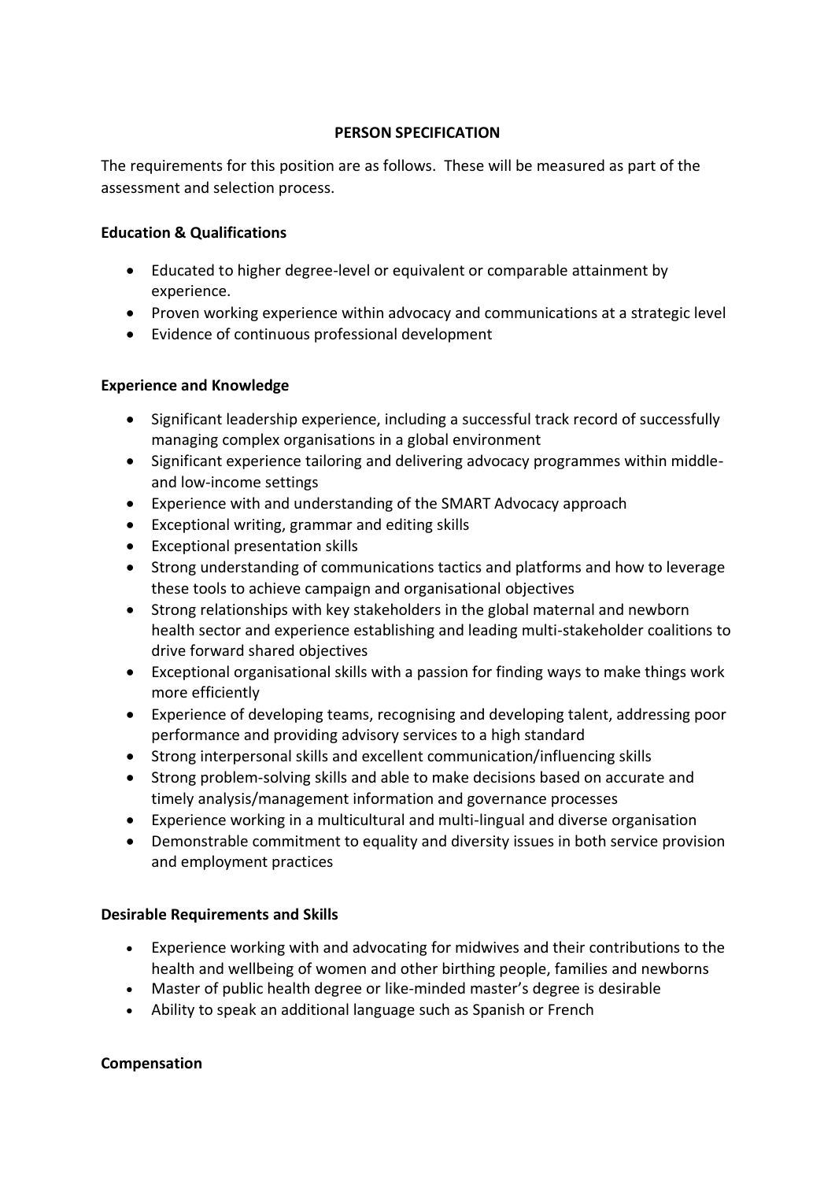## PERSON SPECIFICATION

The requirements for this position are as follows. These will be measured as part of the assessment and selection process.

### Education & Qualifications

- Educated to higher degree-level or equivalent or comparable attainment by experience.
- Proven working experience within advocacy and communications at a strategic level
- Evidence of continuous professional development

### Experience and Knowledge

- Significant leadership experience, including a successful track record of successfully managing complex organisations in a global environment
- Significant experience tailoring and delivering advocacy programmes within middle- and low-income settings
- Experience with and understanding of the SMART Advocacy approach
- Exceptional writing, grammar and editing skills
- Exceptional presentation skills
- Strong understanding of communications tactics and platforms and how to leverage these tools to achieve campaign and organisational objectives
- Strong relationships with key stakeholders in the global maternal and newborn health sector and experience establishing and leading multi-stakeholder coalitions to drive forward shared objectives
- Exceptional organisational skills with a passion for finding ways to make things work more efficiently
- Experience of developing teams, recognising and developing talent, addressing poor performance and providing advisory services to a high standard
- Strong interpersonal skills and excellent communication/influencing skills
- Strong problem-solving skills and able to make decisions based on accurate and timely analysis/management information and governance processes
- Experience working in a multicultural and multi-lingual and diverse organisation
- Demonstrable commitment to equality and diversity issues in both service provision and employment practices

### Desirable Requirements and Skills

- Experience working with and advocating for midwives and their contributions to the health and wellbeing of women and other birthing people, families and newborns
- Master of public health degree or like-minded master's degree is desirable
- Ability to speak an additional language such as Spanish or French

### Compensation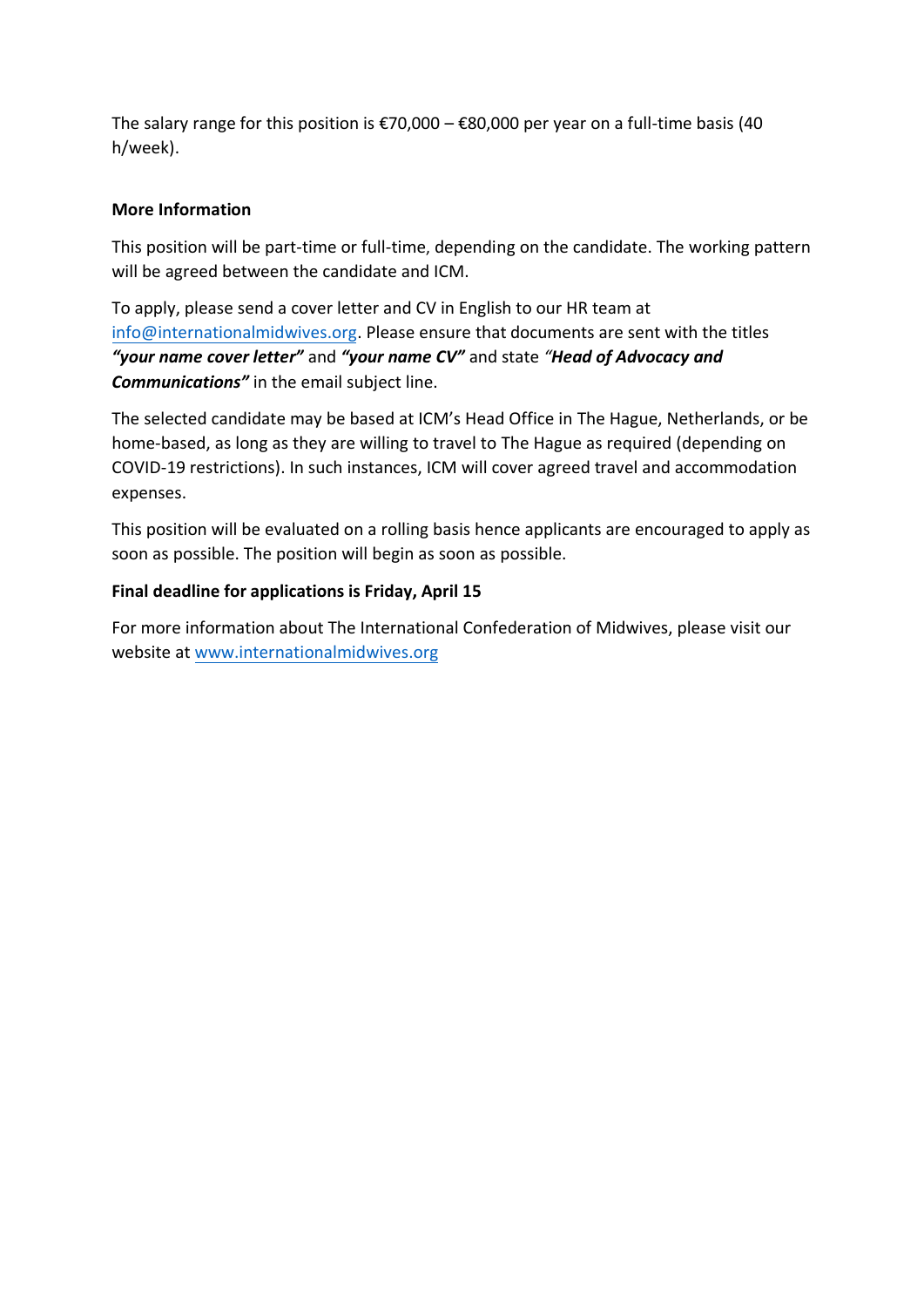The salary range for this position is €70,000 – €80,000 per year on a full-time basis (40 h/week).

**More Information**

This position will be part-time or full-time, depending on the candidate. The working pattern will be agreed between the candidate and ICM.

To apply, please send a cover letter and CV in English to our HR team at info@internationalmidwives.org. Please ensure that documents are sent with the titles ***"your name cover letter"*** and ***"your name CV"*** and state ***"Head of Advocacy and Communications"*** in the email subject line.

The selected candidate may be based at ICM's Head Office in The Hague, Netherlands, or be home-based, as long as they are willing to travel to The Hague as required (depending on COVID-19 restrictions). In such instances, ICM will cover agreed travel and accommodation expenses.

This position will be evaluated on a rolling basis hence applicants are encouraged to apply as soon as possible. The position will begin as soon as possible.

**Final deadline for applications is Friday, April 15**

For more information about The International Confederation of Midwives, please visit our website at www.internationalmidwives.org